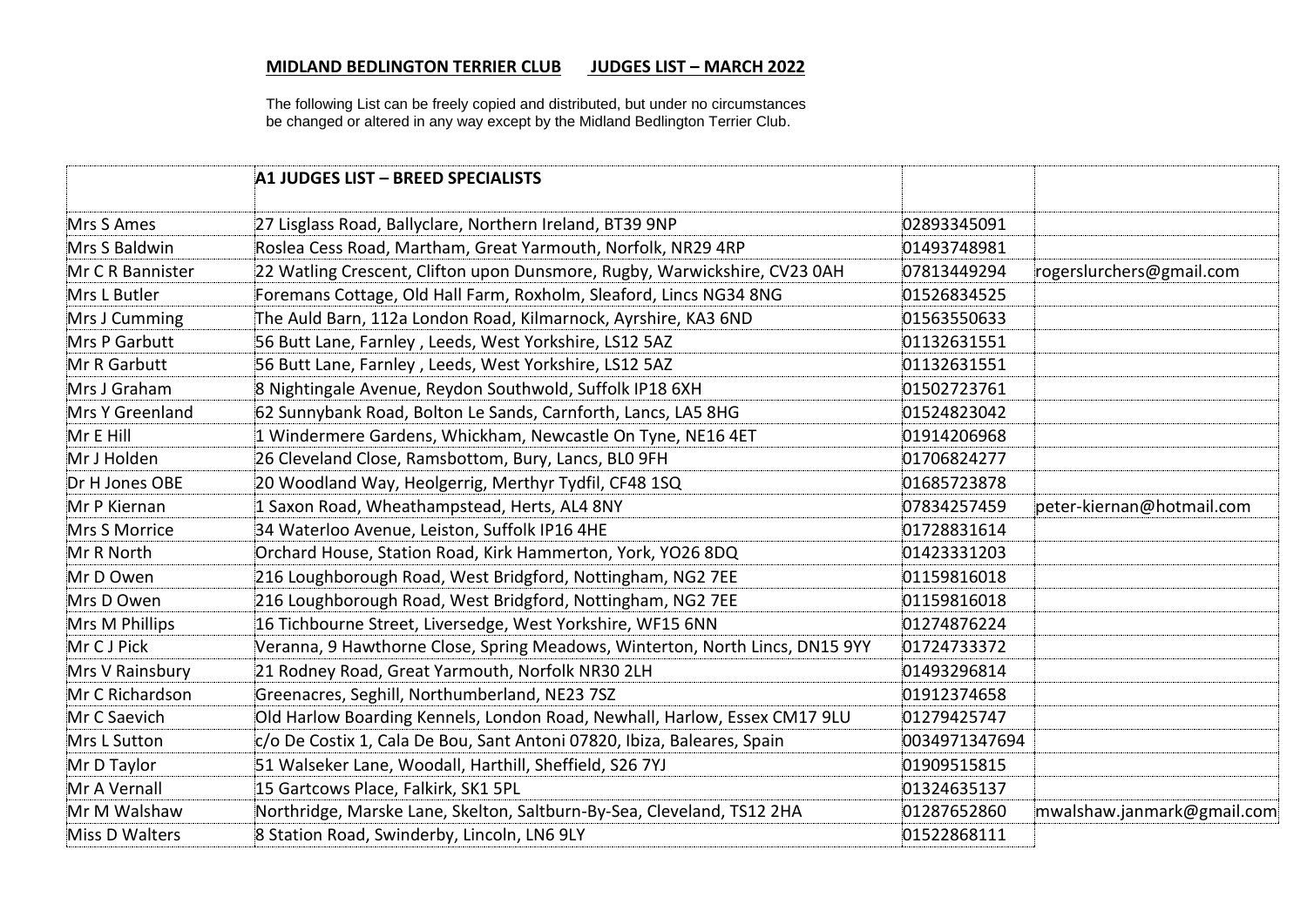**MIDLAND BEDLINGTON TERRIER CLUB JUDGES LIST – MARCH 2022**

The following List can be freely copied and distributed, but under no circumstances be changed or altered in any way except by the Midland Bedlington Terrier Club.

| | **A1 JUDGES LIST – BREED SPECIALISTS** | | |
|---|---|---|---|
| Mrs S Ames | 27 Lisglass Road, Ballyclare, Northern Ireland, BT39 9NP | 02893345091 | |
| Mrs S Baldwin | Roslea Cess Road, Martham, Great Yarmouth, Norfolk, NR29 4RP | 01493748981 | |
| Mr C R Bannister | 22 Watling Crescent, Clifton upon Dunsmore, Rugby, Warwickshire, CV23 0AH | 07813449294 | rogerslurchers@gmail.com |
| Mrs L Butler | Foremans Cottage, Old Hall Farm, Roxholm, Sleaford, Lincs NG34 8NG | 01526834525 | |
| Mrs J Cumming | The Auld Barn, 112a London Road, Kilmarnock, Ayrshire, KA3 6ND | 01563550633 | |
| Mrs P Garbutt | 56 Butt Lane, Farnley , Leeds, West Yorkshire, LS12 5AZ | 01132631551 | |
| Mr R Garbutt | 56 Butt Lane, Farnley , Leeds, West Yorkshire, LS12 5AZ | 01132631551 | |
| Mrs J Graham | 8 Nightingale Avenue, Reydon Southwold, Suffolk IP18 6XH | 01502723761 | |
| Mrs Y Greenland | 62 Sunnybank Road, Bolton Le Sands, Carnforth, Lancs, LA5 8HG | 01524823042 | |
| Mr E Hill | 1 Windermere Gardens, Whickham, Newcastle On Tyne, NE16 4ET | 01914206968 | |
| Mr J Holden | 26 Cleveland Close, Ramsbottom, Bury, Lancs, BL0 9FH | 01706824277 | |
| Dr H Jones OBE | 20 Woodland Way, Heolgerrig, Merthyr Tydfil, CF48 1SQ | 01685723878 | |
| Mr P Kiernan | 1 Saxon Road, Wheathampstead, Herts, AL4 8NY | 07834257459 | peter-kiernan@hotmail.com |
| Mrs S Morrice | 34 Waterloo Avenue, Leiston, Suffolk IP16 4HE | 01728831614 | |
| Mr R North | Orchard House, Station Road, Kirk Hammerton, York, YO26 8DQ | 01423331203 | |
| Mr D Owen | 216 Loughborough Road, West Bridgford, Nottingham, NG2 7EE | 01159816018 | |
| Mrs D Owen | 216 Loughborough Road, West Bridgford, Nottingham, NG2 7EE | 01159816018 | |
| Mrs M Phillips | 16 Tichbourne Street, Liversedge, West Yorkshire, WF15 6NN | 01274876224 | |
| Mr C J Pick | Veranna, 9 Hawthorne Close, Spring Meadows, Winterton, North Lincs, DN15 9YY | 01724733372 | |
| Mrs V Rainsbury | 21 Rodney Road, Great Yarmouth, Norfolk NR30 2LH | 01493296814 | |
| Mr C Richardson | Greenacres, Seghill, Northumberland, NE23 7SZ | 01912374658 | |
| Mr C Saevich | Old Harlow Boarding Kennels, London Road, Newhall, Harlow, Essex CM17 9LU | 01279425747 | |
| Mrs L Sutton | c/o De Costix 1, Cala De Bou, Sant Antoni 07820, Ibiza, Baleares, Spain | 0034971347694 | |
| Mr D Taylor | 51 Walseker Lane, Woodall, Harthill, Sheffield, S26 7YJ | 01909515815 | |
| Mr A Vernall | 15 Gartcows Place, Falkirk, SK1 5PL | 01324635137 | |
| Mr M Walshaw | Northridge, Marske Lane, Skelton, Saltburn-By-Sea, Cleveland, TS12 2HA | 01287652860 | mwalshaw.janmark@gmail.com |
| Miss D Walters | 8 Station Road, Swinderby, Lincoln, LN6 9LY | 01522868111 | |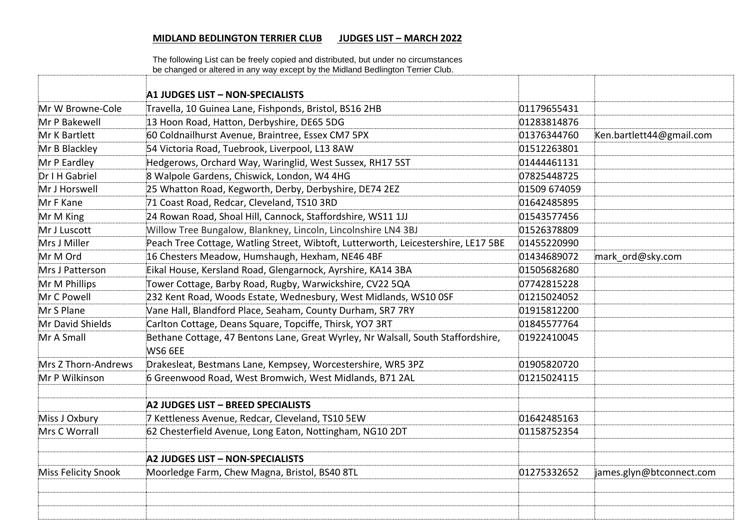**MIDLAND BEDLINGTON TERRIER CLUB JUDGES LIST – MARCH 2022**

The following List can be freely copied and distributed, but under no circumstances be changed or altered in any way except by the Midland Bedlington Terrier Club.

| | **A1 JUDGES LIST – NON-SPECIALISTS** | | |
|---|---|---|---|
| Mr W Browne-Cole | Travella, 10 Guinea Lane, Fishponds, Bristol, BS16 2HB | 01179655431 | |
| Mr P Bakewell | 13 Hoon Road, Hatton, Derbyshire, DE65 5DG | 01283814876 | |
| Mr K Bartlett | 60 Coldnailhurst Avenue, Braintree, Essex CM7 5PX | 01376344760 | Ken.bartlett44@gmail.com |
| Mr B Blackley | 54 Victoria Road, Tuebrook, Liverpool, L13 8AW | 01512263801 | |
| Mr P Eardley | Hedgerows, Orchard Way, Waringlid, West Sussex, RH17 5ST | 01444461131 | |
| Dr I H Gabriel | 8 Walpole Gardens, Chiswick, London, W4 4HG | 07825448725 | |
| Mr J Horswell | 25 Whatton Road, Kegworth, Derby, Derbyshire, DE74 2EZ | 01509 674059 | |
| Mr F Kane | 71 Coast Road, Redcar, Cleveland, TS10 3RD | 01642485895 | |
| Mr M King | 24 Rowan Road, Shoal Hill, Cannock, Staffordshire, WS11 1JJ | 01543577456 | |
| Mr J Luscott | Willow Tree Bungalow, Blankney, Lincoln, Lincolnshire LN4 3BJ | 01526378809 | |
| Mrs J Miller | Peach Tree Cottage, Watling Street, Wibtoft, Lutterworth, Leicestershire, LE17 5BE | 01455220990 | |
| Mr M Ord | 16 Chesters Meadow, Humshaugh, Hexham, NE46 4BF | 01434689072 | mark_ord@sky.com |
| Mrs J Patterson | Eikal House, Kersland Road, Glengarnock, Ayrshire, KA14 3BA | 01505682680 | |
| Mr M Phillips | Tower Cottage, Barby Road, Rugby, Warwickshire, CV22 5QA | 07742815228 | |
| Mr C Powell | 232 Kent Road, Woods Estate, Wednesbury, West Midlands, WS10 0SF | 01215024052 | |
| Mr S Plane | Vane Hall, Blandford Place, Seaham, County Durham, SR7 7RY | 01915812200 | |
| Mr David Shields | Carlton Cottage, Deans Square, Topcliffe, Thirsk, YO7 3RT | 01845577764 | |
| Mr A Small | Bethane Cottage, 47 Bentons Lane, Great Wyrley, Nr Walsall, South Staffordshire, WS6 6EE | 01922410045 | |
| Mrs Z Thorn-Andrews | Drakesleat, Bestmans Lane, Kempsey, Worcestershire, WR5 3PZ | 01905820720 | |
| Mr P Wilkinson | 6 Greenwood Road, West Bromwich, West Midlands, B71 2AL | 01215024115 | |
| | | | |
| | **A2 JUDGES LIST – BREED SPECIALISTS** | | |
| Miss J Oxbury | 7 Kettleness Avenue, Redcar, Cleveland, TS10 5EW | 01642485163 | |
| Mrs C Worrall | 62 Chesterfield Avenue, Long Eaton, Nottingham, NG10 2DT | 01158752354 | |
| | | | |
| | **A2 JUDGES LIST – NON-SPECIALISTS** | | |
| Miss Felicity Snook | Moorledge Farm, Chew Magna, Bristol, BS40 8TL | 01275332652 | james.glyn@btconnect.com |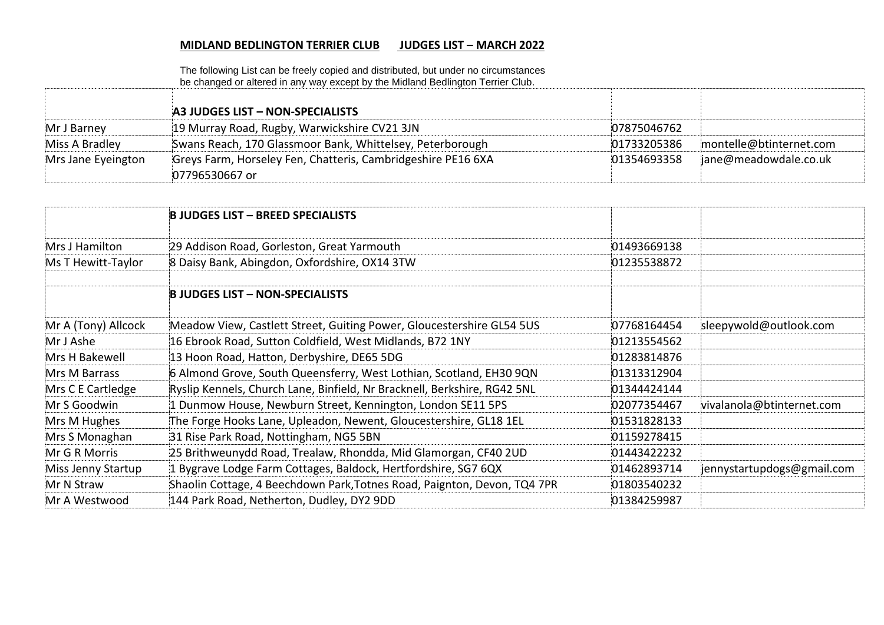**MIDLAND BEDLINGTON TERRIER CLUB JUDGES LIST – MARCH 2022**

The following List can be freely copied and distributed, but under no circumstances be changed or altered in any way except by the Midland Bedlington Terrier Club.

| | **A3 JUDGES LIST – NON-SPECIALISTS** | | |
|---|---|---|---|
| Mr J Barney | 19 Murray Road, Rugby, Warwickshire CV21 3JN | 07875046762 | |
| Miss A Bradley | Swans Reach, 170 Glassmoor Bank, Whittelsey, Peterborough | 01733205386 | montelle@btinternet.com |
| Mrs Jane Eyeington | Greys Farm, Horseley Fen, Chatteris, Cambridgeshire PE16 6XA 07796530667 or | 01354693358 | jane@meadowdale.co.uk |

| | **B JUDGES LIST – BREED SPECIALISTS** | | |
|---|---|---|---|
| Mrs J Hamilton | 29 Addison Road, Gorleston, Great Yarmouth | 01493669138 | |
| Ms T Hewitt-Taylor | 8 Daisy Bank, Abingdon, Oxfordshire, OX14 3TW | 01235538872 | |
| | | | |
| | **B JUDGES LIST – NON-SPECIALISTS** | | |
| Mr A (Tony) Allcock | Meadow View, Castlett Street, Guiting Power, Gloucestershire GL54 5US | 07768164454 | sleepywold@outlook.com |
| Mr J Ashe | 16 Ebrook Road, Sutton Coldfield, West Midlands, B72 1NY | 01213554562 | |
| Mrs H Bakewell | 13 Hoon Road, Hatton, Derbyshire, DE65 5DG | 01283814876 | |
| Mrs M Barrass | 6 Almond Grove, South Queensferry, West Lothian, Scotland, EH30 9QN | 01313312904 | |
| Mrs C E Cartledge | Ryslip Kennels, Church Lane, Binfield, Nr Bracknell, Berkshire, RG42 5NL | 01344424144 | |
| Mr S Goodwin | 1 Dunmow House, Newburn Street, Kennington, London SE11 5PS | 02077354467 | vivalanola@btinternet.com |
| Mrs M Hughes | The Forge Hooks Lane, Upleadon, Newent, Gloucestershire, GL18 1EL | 01531828133 | |
| Mrs S Monaghan | 31 Rise Park Road, Nottingham, NG5 5BN | 01159278415 | |
| Mr G R Morris | 25 Brithweunydd Road, Trealaw, Rhondda, Mid Glamorgan, CF40 2UD | 01443422232 | |
| Miss Jenny Startup | 1 Bygrave Lodge Farm Cottages, Baldock, Hertfordshire, SG7 6QX | 01462893714 | jennystartupdogs@gmail.com |
| Mr N Straw | Shaolin Cottage, 4 Beechdown Park,Totnes Road, Paignton, Devon, TQ4 7PR | 01803540232 | |
| Mr A Westwood | 144 Park Road, Netherton, Dudley, DY2 9DD | 01384259987 | |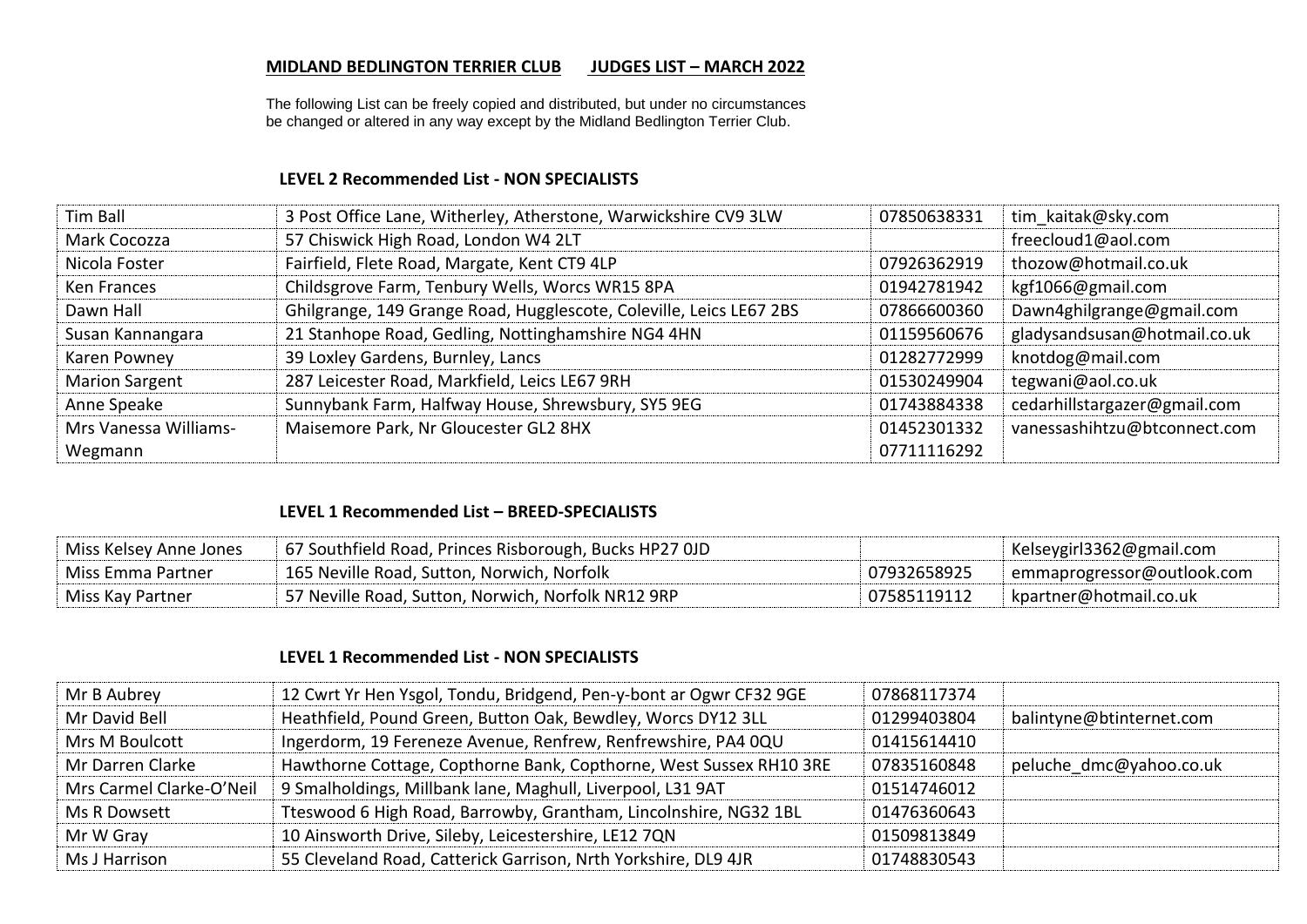**MIDLAND BEDLINGTON TERRIER CLUB JUDGES LIST – MARCH 2022**

The following List can be freely copied and distributed, but under no circumstances be changed or altered in any way except by the Midland Bedlington Terrier Club.

**LEVEL 2 Recommended List - NON SPECIALISTS**

| | | | |
|---|---|---|---|
| Tim Ball | 3 Post Office Lane, Witherley, Atherstone, Warwickshire CV9 3LW | 07850638331 | tim_kaitak@sky.com |
| Mark Cocozza | 57 Chiswick High Road, London W4 2LT | | freecloud1@aol.com |
| Nicola Foster | Fairfield, Flete Road, Margate, Kent CT9 4LP | 07926362919 | thozow@hotmail.co.uk |
| Ken Frances | Childsgrove Farm, Tenbury Wells, Worcs WR15 8PA | 01942781942 | kgf1066@gmail.com |
| Dawn Hall | Ghilgrange, 149 Grange Road, Hugglescote, Coleville, Leics LE67 2BS | 07866600360 | Dawn4ghilgrange@gmail.com |
| Susan Kannangara | 21 Stanhope Road, Gedling, Nottinghamshire NG4 4HN | 01159560676 | gladysandsusan@hotmail.co.uk |
| Karen Powney | 39 Loxley Gardens, Burnley, Lancs | 01282772999 | knotdog@mail.com |
| Marion Sargent | 287 Leicester Road, Markfield, Leics LE67 9RH | 01530249904 | tegwani@aol.co.uk |
| Anne Speake | Sunnybank Farm, Halfway House, Shrewsbury, SY5 9EG | 01743884338 | cedarhillstargazer@gmail.com |
| Mrs Vanessa Williams-Wegmann | Maisemore Park, Nr Gloucester GL2 8HX | 01452301332 07711116292 | vanessashihtzu@btconnect.com |

**LEVEL 1 Recommended List – BREED-SPECIALISTS**

| | | | |
|---|---|---|---|
| Miss Kelsey Anne Jones | 67 Southfield Road, Princes Risborough, Bucks HP27 0JD | | Kelseygirl3362@gmail.com |
| Miss Emma Partner | 165 Neville Road, Sutton, Norwich, Norfolk | 07932658925 | emmaprogressor@outlook.com |
| Miss Kay Partner | 57 Neville Road, Sutton, Norwich, Norfolk NR12 9RP | 07585119112 | kpartner@hotmail.co.uk |

**LEVEL 1 Recommended List - NON SPECIALISTS**

| | | | |
|---|---|---|---|
| Mr B Aubrey | 12 Cwrt Yr Hen Ysgol, Tondu, Bridgend, Pen-y-bont ar Ogwr CF32 9GE | 07868117374 | |
| Mr David Bell | Heathfield, Pound Green, Button Oak, Bewdley, Worcs DY12 3LL | 01299403804 | balintyne@btinternet.com |
| Mrs M Boulcott | Ingerdorm, 19 Fereneze Avenue, Renfrew, Renfrewshire, PA4 0QU | 01415614410 | |
| Mr Darren Clarke | Hawthorne Cottage, Copthorne Bank, Copthorne, West Sussex RH10 3RE | 07835160848 | peluche_dmc@yahoo.co.uk |
| Mrs Carmel Clarke-O'Neil | 9 Smalholdings, Millbank lane, Maghull, Liverpool, L31 9AT | 01514746012 | |
| Ms R Dowsett | Tteswood 6 High Road, Barrowby, Grantham, Lincolnshire, NG32 1BL | 01476360643 | |
| Mr W Gray | 10 Ainsworth Drive, Sileby, Leicestershire, LE12 7QN | 01509813849 | |
| Ms J Harrison | 55 Cleveland Road, Catterick Garrison, Nrth Yorkshire, DL9 4JR | 01748830543 | |